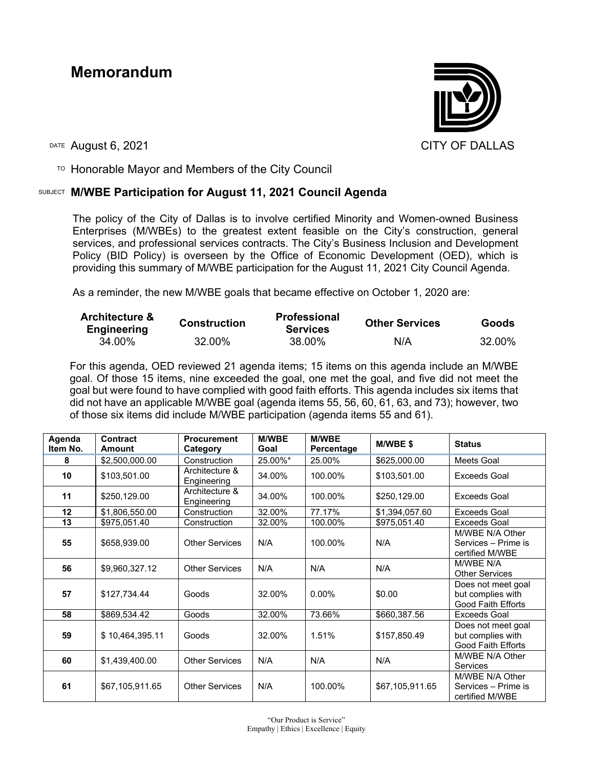# Memorandum

CITY OF DALLAS

DATE August 6, 2021

TO Honorable Mayor and Members of the City Council

SUBJECT **M/WBE Participation for August 11, 2021 Council Agenda**

The policy of the City of Dallas is to involve certified Minority and Women-owned Business Enterprises (M/WBEs) to the greatest extent feasible on the City's construction, general services, and professional services contracts. The City's Business Inclusion and Development Policy (BID Policy) is overseen by the Office of Economic Development (OED), which is providing this summary of M/WBE participation for the August 11, 2021 City Council Agenda.

As a reminder, the new M/WBE goals that became effective on October 1, 2020 are:

| Architecture & Engineering | Construction | Professional Services | Other Services | Goods |
|---|---|---|---|---|
| 34.00% | 32.00% | 38.00% | N/A | 32.00% |

For this agenda, OED reviewed 21 agenda items; 15 items on this agenda include an M/WBE goal. Of those 15 items, nine exceeded the goal, one met the goal, and five did not meet the goal but were found to have complied with good faith efforts. This agenda includes six items that did not have an applicable M/WBE goal (agenda items 55, 56, 60, 61, 63, and 73); however, two of those six items did include M/WBE participation (agenda items 55 and 61).

| Agenda Item No. | Contract Amount | Procurement Category | M/WBE Goal | M/WBE Percentage | M/WBE $ | Status |
|---|---|---|---|---|---|---|
| 8 | $2,500,000.00 | Construction | 25.00%* | 25.00% | $625,000.00 | Meets Goal |
| 10 | $103,501.00 | Architecture & Engineering | 34.00% | 100.00% | $103,501.00 | Exceeds Goal |
| 11 | $250,129.00 | Architecture & Engineering | 34.00% | 100.00% | $250,129.00 | Exceeds Goal |
| 12 | $1,806,550.00 | Construction | 32.00% | 77.17% | $1,394,057.60 | Exceeds Goal |
| 13 | $975,051.40 | Construction | 32.00% | 100.00% | $975,051.40 | Exceeds Goal |
| 55 | $658,939.00 | Other Services | N/A | 100.00% | N/A | M/WBE N/A Other Services – Prime is certified M/WBE |
| 56 | $9,960,327.12 | Other Services | N/A | N/A | N/A | M/WBE N/A Other Services |
| 57 | $127,734.44 | Goods | 32.00% | 0.00% | $0.00 | Does not meet goal but complies with Good Faith Efforts |
| 58 | $869,534.42 | Goods | 32.00% | 73.66% | $660,387.56 | Exceeds Goal |
| 59 | $ 10,464,395.11 | Goods | 32.00% | 1.51% | $157,850.49 | Does not meet goal but complies with Good Faith Efforts |
| 60 | $1,439,400.00 | Other Services | N/A | N/A | N/A | M/WBE N/A Other Services |
| 61 | $67,105,911.65 | Other Services | N/A | 100.00% | $67,105,911.65 | M/WBE N/A Other Services – Prime is certified M/WBE |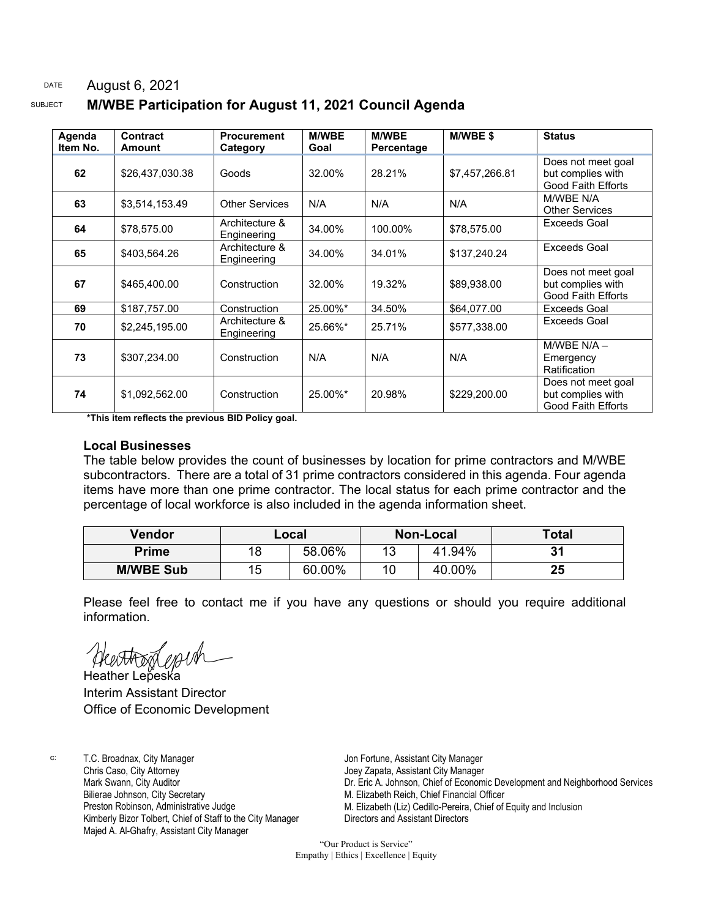DATE August 6, 2021

SUBJECT **M/WBE Participation for August 11, 2021 Council Agenda**

| Agenda Item No. | Contract Amount | Procurement Category | M/WBE Goal | M/WBE Percentage | M/WBE $ | Status |
|---|---|---|---|---|---|---|
| **62** | $26,437,030.38 | Goods | 32.00% | 28.21% | $7,457,266.81 | Does not meet goal but complies with Good Faith Efforts |
| **63** | $3,514,153.49 | Other Services | N/A | N/A | N/A | M/WBE N/A Other Services |
| **64** | $78,575.00 | Architecture & Engineering | 34.00% | 100.00% | $78,575.00 | Exceeds Goal |
| **65** | $403,564.26 | Architecture & Engineering | 34.00% | 34.01% | $137,240.24 | Exceeds Goal |
| **67** | $465,400.00 | Construction | 32.00% | 19.32% | $89,938.00 | Does not meet goal but complies with Good Faith Efforts |
| **69** | $187,757.00 | Construction | 25.00%* | 34.50% | $64,077.00 | Exceeds Goal |
| **70** | $2,245,195.00 | Architecture & Engineering | 25.66%* | 25.71% | $577,338.00 | Exceeds Goal |
| **73** | $307,234.00 | Construction | N/A | N/A | N/A | M/WBE N/A – Emergency Ratification |
| **74** | $1,092,562.00 | Construction | 25.00%* | 20.98% | $229,200.00 | Does not meet goal but complies with Good Faith Efforts |

**\*This item reflects the previous BID Policy goal.**

### Local Businesses

The table below provides the count of businesses by location for prime contractors and M/WBE subcontractors. There are a total of 31 prime contractors considered in this agenda. Four agenda items have more than one prime contractor. The local status for each prime contractor and the percentage of local workforce is also included in the agenda information sheet.

| Vendor | Local | | Non-Local | | Total |
|---|---|---|---|---|---|
| **Prime** | 18 | 58.06% | 13 | 41.94% | **31** |
| **M/WBE Sub** | 15 | 60.00% | 10 | 40.00% | **25** |

Please feel free to contact me if you have any questions or should you require additional information.

Heather Lepeska
Interim Assistant Director
Office of Economic Development

c: T.C. Broadnax, City Manager
Chris Caso, City Attorney
Mark Swann, City Auditor
Bilierae Johnson, City Secretary
Preston Robinson, Administrative Judge
Kimberly Bizor Tolbert, Chief of Staff to the City Manager
Majed A. Al-Ghafry, Assistant City Manager
Jon Fortune, Assistant City Manager
Joey Zapata, Assistant City Manager
Dr. Eric A. Johnson, Chief of Economic Development and Neighborhood Services
M. Elizabeth Reich, Chief Financial Officer
M. Elizabeth (Liz) Cedillo-Pereira, Chief of Equity and Inclusion
Directors and Assistant Directors

"Our Product is Service"
Empathy | Ethics | Excellence | Equity